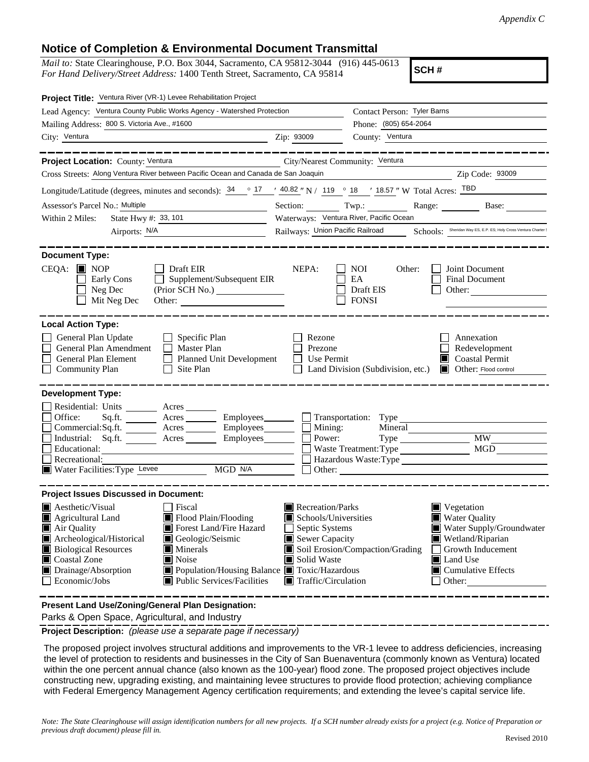*Appendix C*

## Notice of Completion & Environmental Document Transmittal

*Mail to:* State Clearinghouse, P.O. Box 3044, Sacramento, CA 95812-3044 (916) 445-0613
*For Hand Delivery/Street Address:* 1400 Tenth Street, Sacramento, CA 95814

**SCH #**

**Project Title:** Ventura River (VR-1) Levee Rehabilitation Project

Lead Agency: Ventura County Public Works Agency - Watershed Protection
Contact Person: Tyler Barns
Mailing Address: 800 S. Victoria Ave., #1600
Phone: (805) 654-2064
City: Ventura Zip: 93009 County: Ventura

---

**Project Location:** County: Ventura City/Nearest Community: Ventura
Cross Streets: Along Ventura River between Pacific Ocean and Canada de San Joaquin Zip Code: 93009
Longitude/Latitude (degrees, minutes and seconds): 34 ° 17 ′ 40.82 ″ N / 119 ° 18 ′ 18.57 ″ W Total Acres: TBD
Assessor's Parcel No.: Multiple Section: Twp.: Range: Base:
Within 2 Miles: State Hwy #: 33, 101 Waterways: Ventura River, Pacific Ocean
Airports: N/A Railways: Union Pacific Railroad Schools: Sheridan Way ES, E.P. ES; Holy Cross Ventura Charter S

---

**Document Type:**

CEQA: ■ NOP ☐ Draft EIR ☐ Early Cons ☐ Supplement/Subsequent EIR ☐ Neg Dec (Prior SCH No.) ☐ Mit Neg Dec Other:

NEPA: ☐ NOI ☐ EA ☐ Draft EIS ☐ FONSI

Other: ☐ Joint Document ☐ Final Document ☐ Other:

---

**Local Action Type:**

☐ General Plan Update ☐ Specific Plan ☐ Rezone ☐ Annexation
☐ General Plan Amendment ☐ Master Plan ☐ Prezone ☐ Redevelopment
☐ General Plan Element ☐ Planned Unit Development ☐ Use Permit ■ Coastal Permit
☐ Community Plan ☐ Site Plan ☐ Land Division (Subdivision, etc.) ■ Other: Flood control

---

**Development Type:**

☐ Residential: Units Acres
☐ Office: Sq.ft. Acres Employees
☐ Commercial: Sq.ft. Acres Employees
☐ Industrial: Sq.ft. Acres Employees
☐ Educational:
☐ Recreational:
■ Water Facilities: Type Levee MGD N/A
☐ Transportation: Type
☐ Mining: Mineral
☐ Power: Type MW
☐ Waste Treatment: Type MGD
☐ Hazardous Waste: Type
☐ Other:

---

**Project Issues Discussed in Document:**

■ Aesthetic/Visual ☐ Fiscal ■ Recreation/Parks ■ Vegetation
■ Agricultural Land ■ Flood Plain/Flooding ■ Schools/Universities ■ Water Quality
■ Air Quality ■ Forest Land/Fire Hazard ☐ Septic Systems ■ Water Supply/Groundwater
■ Archeological/Historical ■ Geologic/Seismic ■ Sewer Capacity ■ Wetland/Riparian
■ Biological Resources ■ Minerals ■ Soil Erosion/Compaction/Grading ☐ Growth Inducement
■ Coastal Zone ■ Noise ■ Solid Waste ■ Land Use
■ Drainage/Absorption ■ Population/Housing Balance ■ Toxic/Hazardous ■ Cumulative Effects
☐ Economic/Jobs ■ Public Services/Facilities ■ Traffic/Circulation ☐ Other:

---

**Present Land Use/Zoning/General Plan Designation:**

Parks & Open Space, Agricultural, and Industry

**Project Description:** *(please use a separate page if necessary)*

The proposed project involves structural additions and improvements to the VR-1 levee to address deficiencies, increasing the level of protection to residents and businesses in the City of San Buenaventura (commonly known as Ventura) located within the one percent annual chance (also known as the 100-year) flood zone. The proposed project objectives include constructing new, upgrading existing, and maintaining levee structures to provide flood protection; achieving compliance with Federal Emergency Management Agency certification requirements; and extending the levee's capital service life.

*Note: The State Clearinghouse will assign identification numbers for all new projects. If a SCH number already exists for a project (e.g. Notice of Preparation or previous draft document) please fill in.*

Revised 2010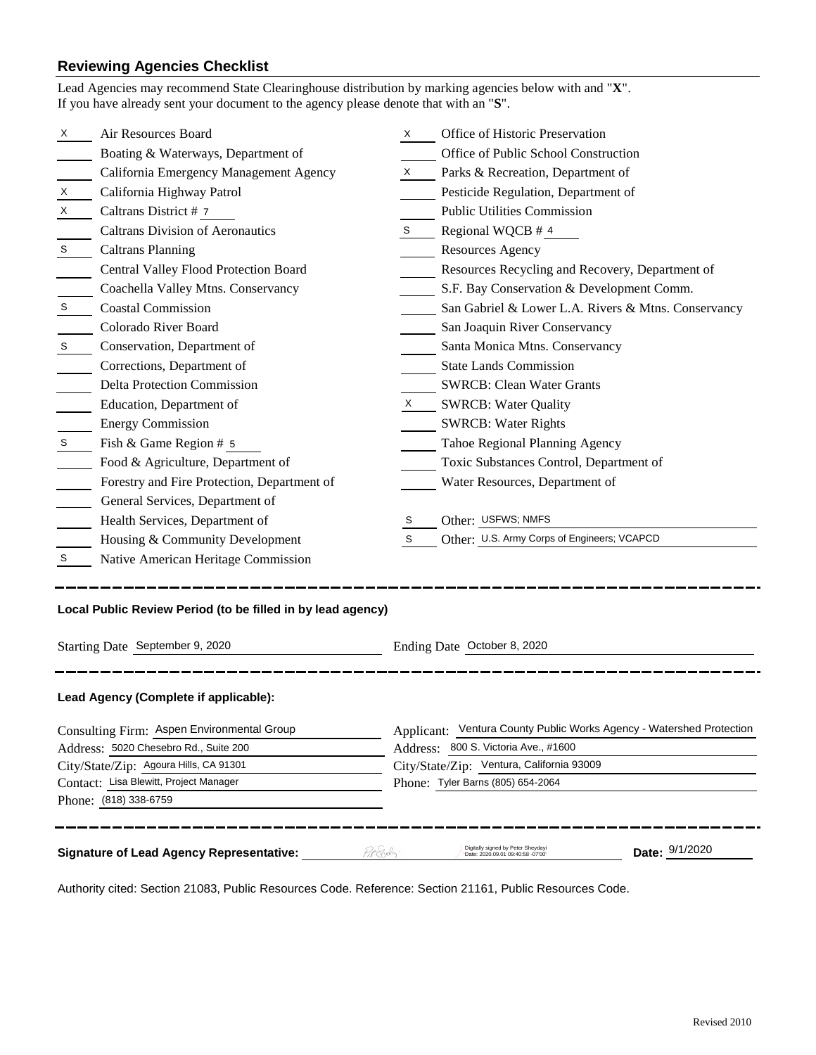## Reviewing Agencies Checklist

Lead Agencies may recommend State Clearinghouse distribution by marking agencies below with and "**X**".
If you have already sent your document to the agency please denote that with an "**S**".

| | | | |
|---|---|---|---|
| X | Air Resources Board | X | Office of Historic Preservation |
| | Boating & Waterways, Department of | | Office of Public School Construction |
| | California Emergency Management Agency | X | Parks & Recreation, Department of |
| X | California Highway Patrol | | Pesticide Regulation, Department of |
| X | Caltrans District # 7 | | Public Utilities Commission |
| | Caltrans Division of Aeronautics | S | Regional WQCB # 4 |
| S | Caltrans Planning | | Resources Agency |
| | Central Valley Flood Protection Board | | Resources Recycling and Recovery, Department of |
| | Coachella Valley Mtns. Conservancy | | S.F. Bay Conservation & Development Comm. |
| S | Coastal Commission | | San Gabriel & Lower L.A. Rivers & Mtns. Conservancy |
| | Colorado River Board | | San Joaquin River Conservancy |
| S | Conservation, Department of | | Santa Monica Mtns. Conservancy |
| | Corrections, Department of | | State Lands Commission |
| | Delta Protection Commission | | SWRCB: Clean Water Grants |
| | Education, Department of | X | SWRCB: Water Quality |
| | Energy Commission | | SWRCB: Water Rights |
| S | Fish & Game Region # 5 | | Tahoe Regional Planning Agency |
| | Food & Agriculture, Department of | | Toxic Substances Control, Department of |
| | Forestry and Fire Protection, Department of | | Water Resources, Department of |
| | General Services, Department of | | |
| | Health Services, Department of | S | Other: USFWS; NMFS |
| | Housing & Community Development | S | Other: U.S. Army Corps of Engineers; VCAPCD |
| S | Native American Heritage Commission | | |

### Local Public Review Period (to be filled in by lead agency)

Starting Date: September 9, 2020

Ending Date: October 8, 2020

### Lead Agency (Complete if applicable):

Consulting Firm: Aspen Environmental Group
Address: 5020 Chesebro Rd., Suite 200
City/State/Zip: Agoura Hills, CA 91301
Contact: Lisa Blewitt, Project Manager
Phone: (818) 338-6759

Applicant: Ventura County Public Works Agency - Watershed Protection
Address: 800 S. Victoria Ave., #1600
City/State/Zip: Ventura, California 93009
Phone: Tyler Barns (805) 654-2064

**Signature of Lead Agency Representative:** Digitally signed by Peter Sheydayi Date: 2020.09.01 09:40:58 -07'00' **Date:** 9/1/2020

Authority cited: Section 21083, Public Resources Code. Reference: Section 21161, Public Resources Code.

Revised 2010